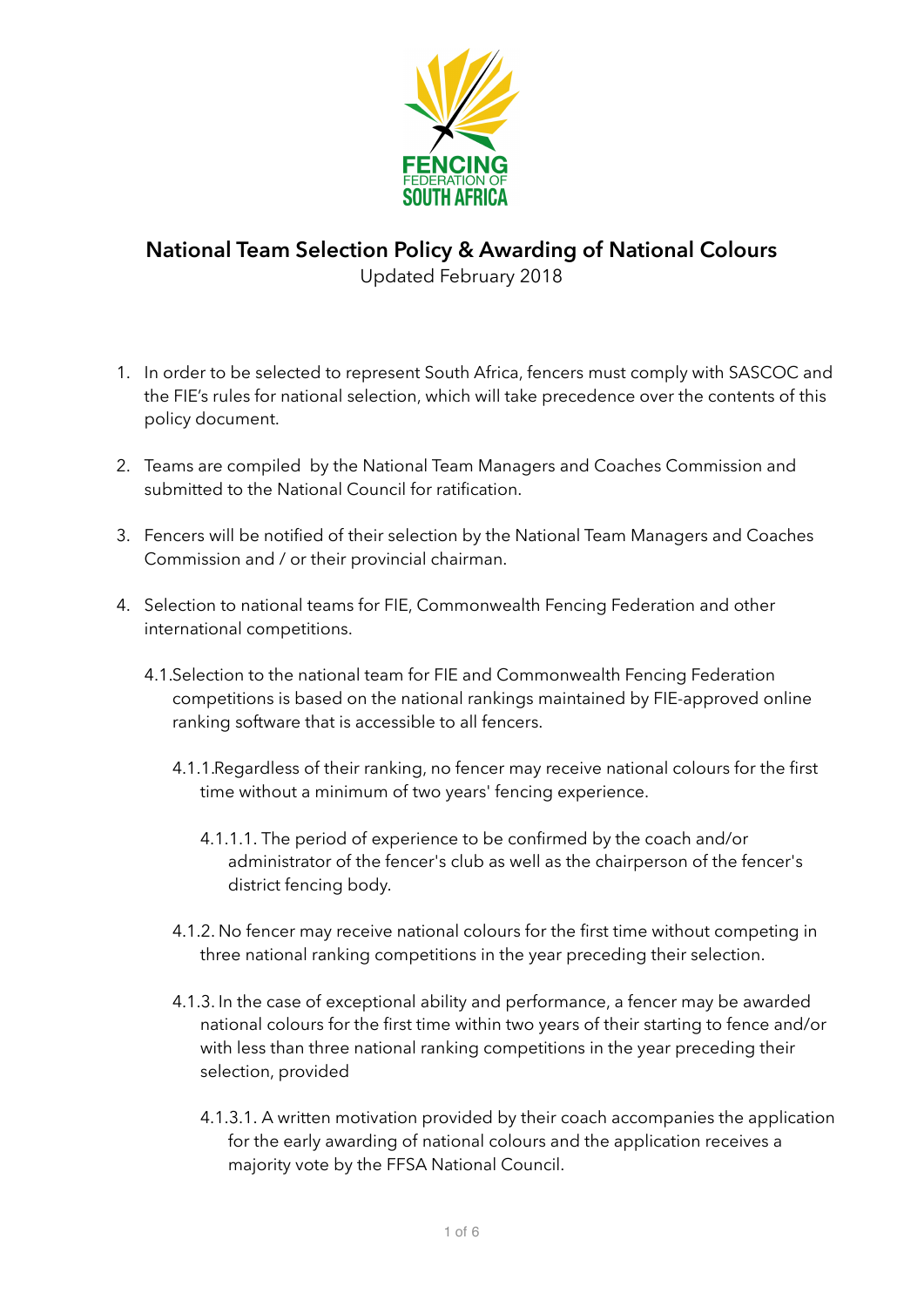FENCING
FEDERATION OF
SOUTH AFRICA

# National Team Selection Policy & Awarding of National Colours

Updated February 2018

1. In order to be selected to represent South Africa, fencers must comply with SASCOC and the FIE's rules for national selection, which will take precedence over the contents of this policy document.

2. Teams are compiled by the National Team Managers and Coaches Commission and submitted to the National Council for ratification.

3. Fencers will be notified of their selection by the National Team Managers and Coaches Commission and / or their provincial chairman.

4. Selection to national teams for FIE, Commonwealth Fencing Federation and other international competitions.

   4.1. Selection to the national team for FIE and Commonwealth Fencing Federation competitions is based on the national rankings maintained by FIE-approved online ranking software that is accessible to all fencers.

      4.1.1. Regardless of their ranking, no fencer may receive national colours for the first time without a minimum of two years' fencing experience.

         4.1.1.1. The period of experience to be confirmed by the coach and/or administrator of the fencer's club as well as the chairperson of the fencer's district fencing body.

      4.1.2. No fencer may receive national colours for the first time without competing in three national ranking competitions in the year preceding their selection.

      4.1.3. In the case of exceptional ability and performance, a fencer may be awarded national colours for the first time within two years of their starting to fence and/or with less than three national ranking competitions in the year preceding their selection, provided

         4.1.3.1. A written motivation provided by their coach accompanies the application for the early awarding of national colours and the application receives a majority vote by the FFSA National Council.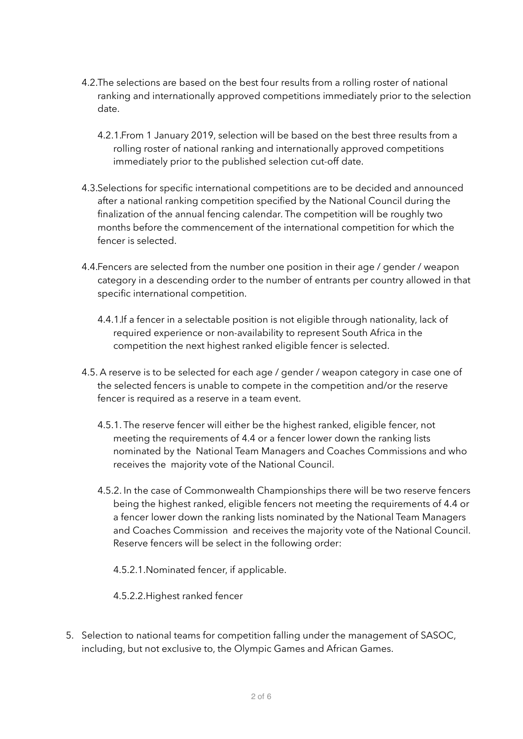4.2.The selections are based on the best four results from a rolling roster of national ranking and internationally approved competitions immediately prior to the selection date.

4.2.1.From 1 January 2019, selection will be based on the best three results from a rolling roster of national ranking and internationally approved competitions immediately prior to the published selection cut-off date.

4.3.Selections for specific international competitions are to be decided and announced after a national ranking competition specified by the National Council during the finalization of the annual fencing calendar. The competition will be roughly two months before the commencement of the international competition for which the fencer is selected.

4.4.Fencers are selected from the number one position in their age / gender / weapon category in a descending order to the number of entrants per country allowed in that specific international competition.

4.4.1.If a fencer in a selectable position is not eligible through nationality, lack of required experience or non-availability to represent South Africa in the competition the next highest ranked eligible fencer is selected.

4.5. A reserve is to be selected for each age / gender / weapon category in case one of the selected fencers is unable to compete in the competition and/or the reserve fencer is required as a reserve in a team event.

4.5.1. The reserve fencer will either be the highest ranked, eligible fencer, not meeting the requirements of 4.4 or a fencer lower down the ranking lists nominated by the National Team Managers and Coaches Commissions and who receives the majority vote of the National Council.

4.5.2. In the case of Commonwealth Championships there will be two reserve fencers being the highest ranked, eligible fencers not meeting the requirements of 4.4 or a fencer lower down the ranking lists nominated by the National Team Managers and Coaches Commission and receives the majority vote of the National Council. Reserve fencers will be select in the following order:

4.5.2.1.Nominated fencer, if applicable.

4.5.2.2.Highest ranked fencer

5. Selection to national teams for competition falling under the management of SASOC, including, but not exclusive to, the Olympic Games and African Games.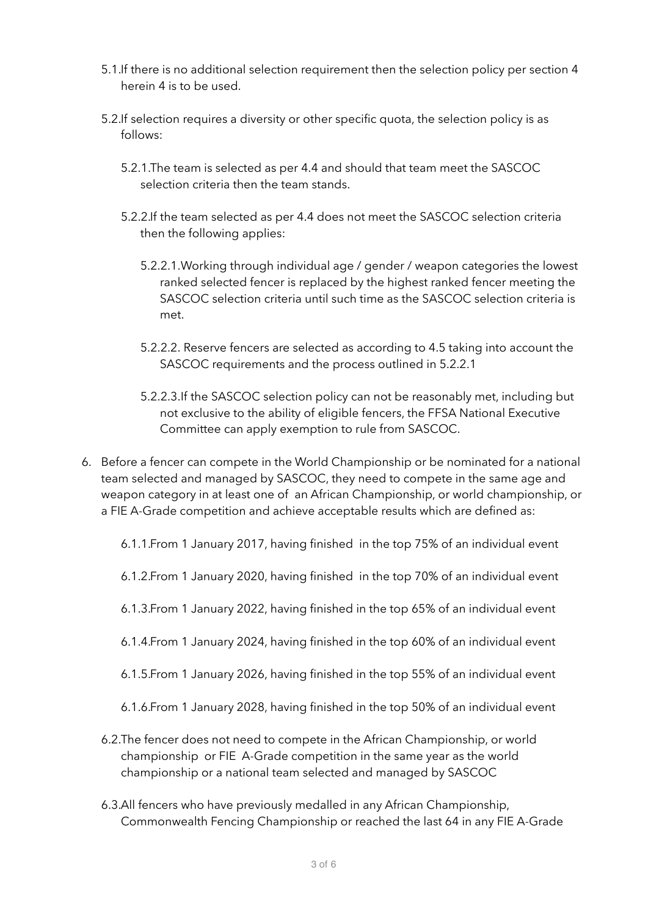5.1. If there is no additional selection requirement then the selection policy per section 4 herein 4 is to be used.

5.2. If selection requires a diversity or other specific quota, the selection policy is as follows:

5.2.1. The team is selected as per 4.4 and should that team meet the SASCOC selection criteria then the team stands.

5.2.2. If the team selected as per 4.4 does not meet the SASCOC selection criteria then the following applies:

5.2.2.1. Working through individual age / gender / weapon categories the lowest ranked selected fencer is replaced by the highest ranked fencer meeting the SASCOC selection criteria until such time as the SASCOC selection criteria is met.

5.2.2.2. Reserve fencers are selected as according to 4.5 taking into account the SASCOC requirements and the process outlined in 5.2.2.1

5.2.2.3. If the SASCOC selection policy can not be reasonably met, including but not exclusive to the ability of eligible fencers, the FFSA National Executive Committee can apply exemption to rule from SASCOC.

6. Before a fencer can compete in the World Championship or be nominated for a national team selected and managed by SASCOC, they need to compete in the same age and weapon category in at least one of an African Championship, or world championship, or a FIE A-Grade competition and achieve acceptable results which are defined as:

6.1.1. From 1 January 2017, having finished in the top 75% of an individual event

6.1.2. From 1 January 2020, having finished in the top 70% of an individual event

6.1.3. From 1 January 2022, having finished in the top 65% of an individual event

6.1.4. From 1 January 2024, having finished in the top 60% of an individual event

6.1.5. From 1 January 2026, having finished in the top 55% of an individual event

6.1.6. From 1 January 2028, having finished in the top 50% of an individual event

6.2. The fencer does not need to compete in the African Championship, or world championship or FIE A-Grade competition in the same year as the world championship or a national team selected and managed by SASCOC

6.3. All fencers who have previously medalled in any African Championship, Commonwealth Fencing Championship or reached the last 64 in any FIE A-Grade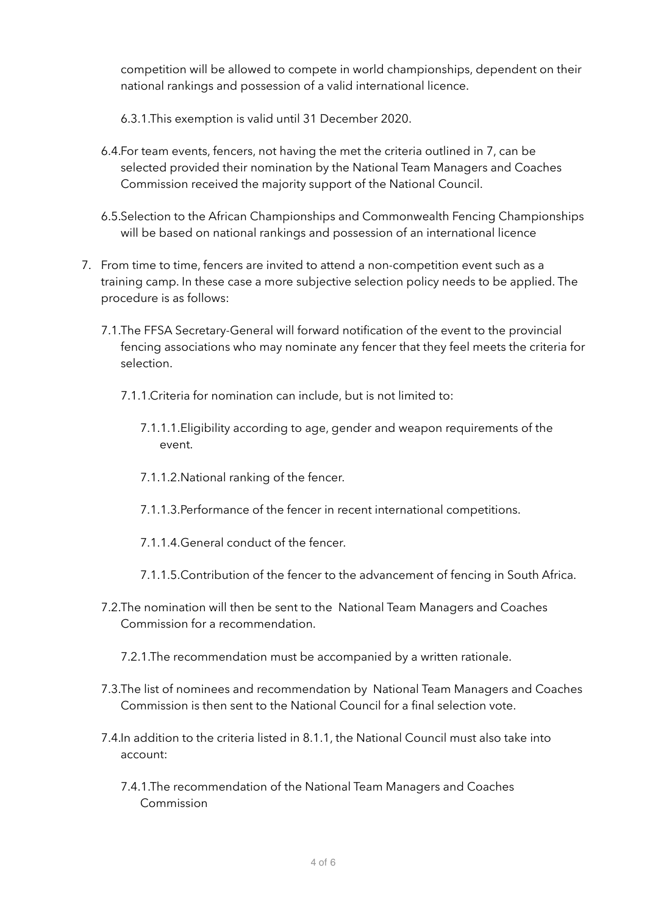competition will be allowed to compete in world championships, dependent on their national rankings and possession of a valid international licence.

6.3.1. This exemption is valid until 31 December 2020.

6.4. For team events, fencers, not having the met the criteria outlined in 7, can be selected provided their nomination by the National Team Managers and Coaches Commission received the majority support of the National Council.

6.5. Selection to the African Championships and Commonwealth Fencing Championships will be based on national rankings and possession of an international licence

7. From time to time, fencers are invited to attend a non-competition event such as a training camp. In these case a more subjective selection policy needs to be applied. The procedure is as follows:

7.1. The FFSA Secretary-General will forward notification of the event to the provincial fencing associations who may nominate any fencer that they feel meets the criteria for selection.

7.1.1. Criteria for nomination can include, but is not limited to:

7.1.1.1. Eligibility according to age, gender and weapon requirements of the event.

7.1.1.2. National ranking of the fencer.

7.1.1.3. Performance of the fencer in recent international competitions.

7.1.1.4. General conduct of the fencer.

7.1.1.5. Contribution of the fencer to the advancement of fencing in South Africa.

7.2. The nomination will then be sent to the National Team Managers and Coaches Commission for a recommendation.

7.2.1. The recommendation must be accompanied by a written rationale.

7.3. The list of nominees and recommendation by National Team Managers and Coaches Commission is then sent to the National Council for a final selection vote.

7.4. In addition to the criteria listed in 8.1.1, the National Council must also take into account:

7.4.1. The recommendation of the National Team Managers and Coaches Commission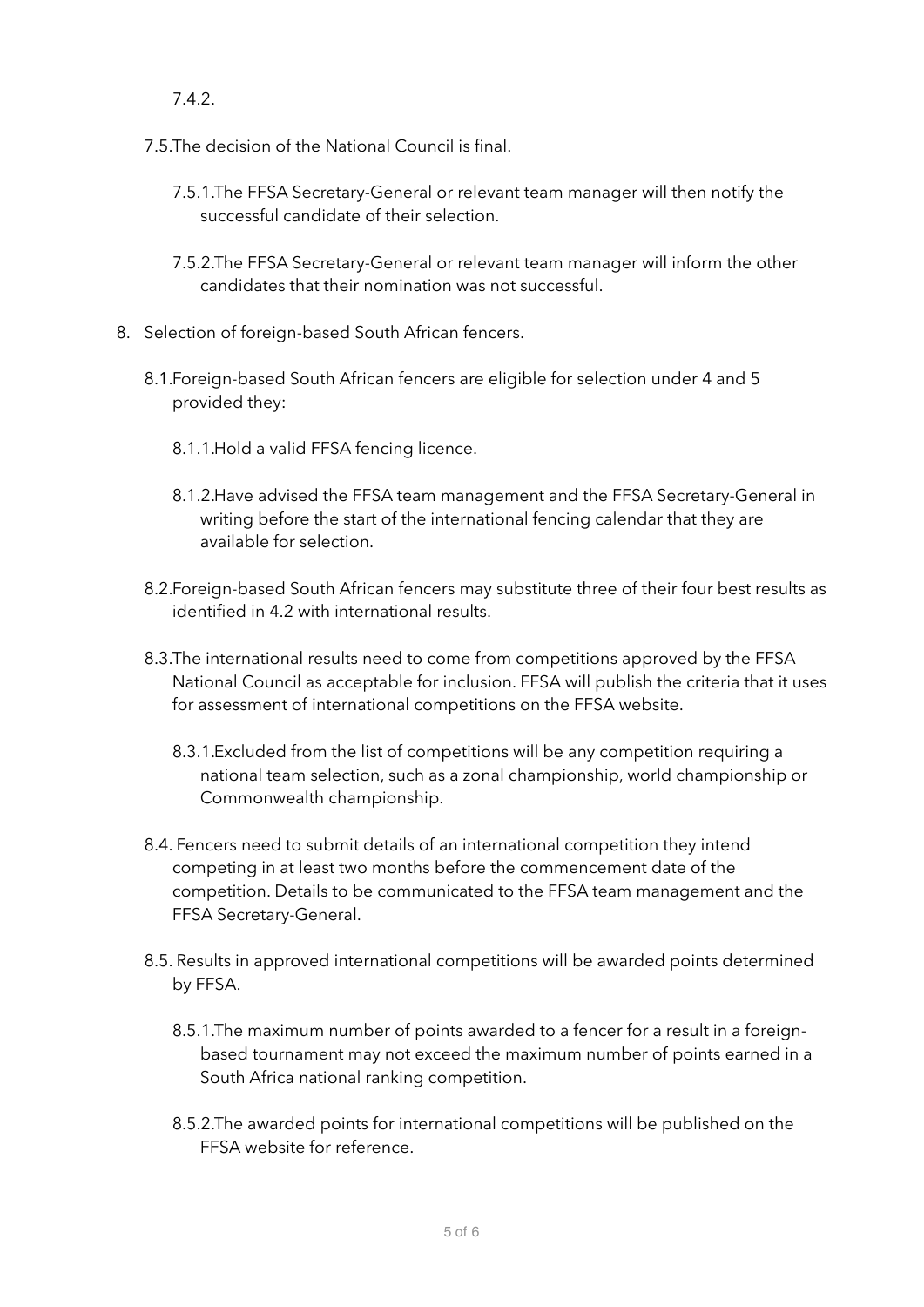7.4.2.

7.5. The decision of the National Council is final.

7.5.1. The FFSA Secretary-General or relevant team manager will then notify the successful candidate of their selection.

7.5.2. The FFSA Secretary-General or relevant team manager will inform the other candidates that their nomination was not successful.

8. Selection of foreign-based South African fencers.

8.1. Foreign-based South African fencers are eligible for selection under 4 and 5 provided they:

8.1.1. Hold a valid FFSA fencing licence.

8.1.2. Have advised the FFSA team management and the FFSA Secretary-General in writing before the start of the international fencing calendar that they are available for selection.

8.2. Foreign-based South African fencers may substitute three of their four best results as identified in 4.2 with international results.

8.3. The international results need to come from competitions approved by the FFSA National Council as acceptable for inclusion. FFSA will publish the criteria that it uses for assessment of international competitions on the FFSA website.

8.3.1. Excluded from the list of competitions will be any competition requiring a national team selection, such as a zonal championship, world championship or Commonwealth championship.

8.4. Fencers need to submit details of an international competition they intend competing in at least two months before the commencement date of the competition. Details to be communicated to the FFSA team management and the FFSA Secretary-General.

8.5. Results in approved international competitions will be awarded points determined by FFSA.

8.5.1. The maximum number of points awarded to a fencer for a result in a foreign-based tournament may not exceed the maximum number of points earned in a South Africa national ranking competition.

8.5.2. The awarded points for international competitions will be published on the FFSA website for reference.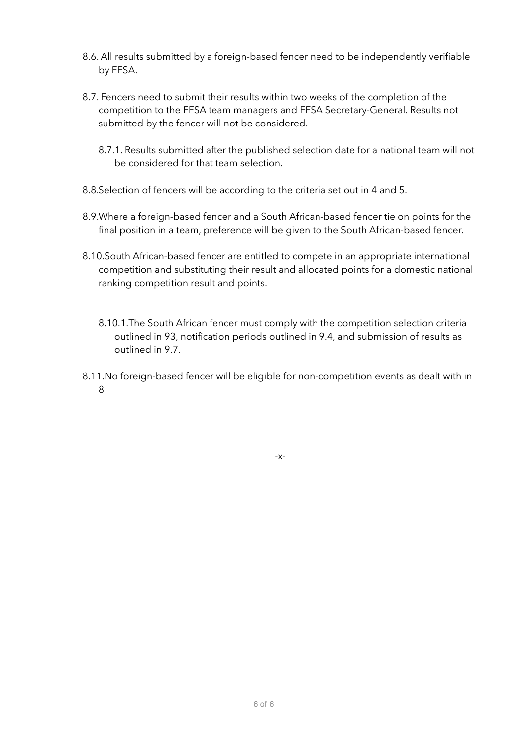8.6. All results submitted by a foreign-based fencer need to be independently verifiable by FFSA.

8.7. Fencers need to submit their results within two weeks of the completion of the competition to the FFSA team managers and FFSA Secretary-General. Results not submitted by the fencer will not be considered.

  8.7.1. Results submitted after the published selection date for a national team will not be considered for that team selection.

8.8.Selection of fencers will be according to the criteria set out in 4 and 5.

8.9.Where a foreign-based fencer and a South African-based fencer tie on points for the final position in a team, preference will be given to the South African-based fencer.

8.10.South African-based fencer are entitled to compete in an appropriate international competition and substituting their result and allocated points for a domestic national ranking competition result and points.

  8.10.1.The South African fencer must comply with the competition selection criteria outlined in 93, notification periods outlined in 9.4, and submission of results as outlined in 9.7.

8.11.No foreign-based fencer will be eligible for non-competition events as dealt with in 8

-x-